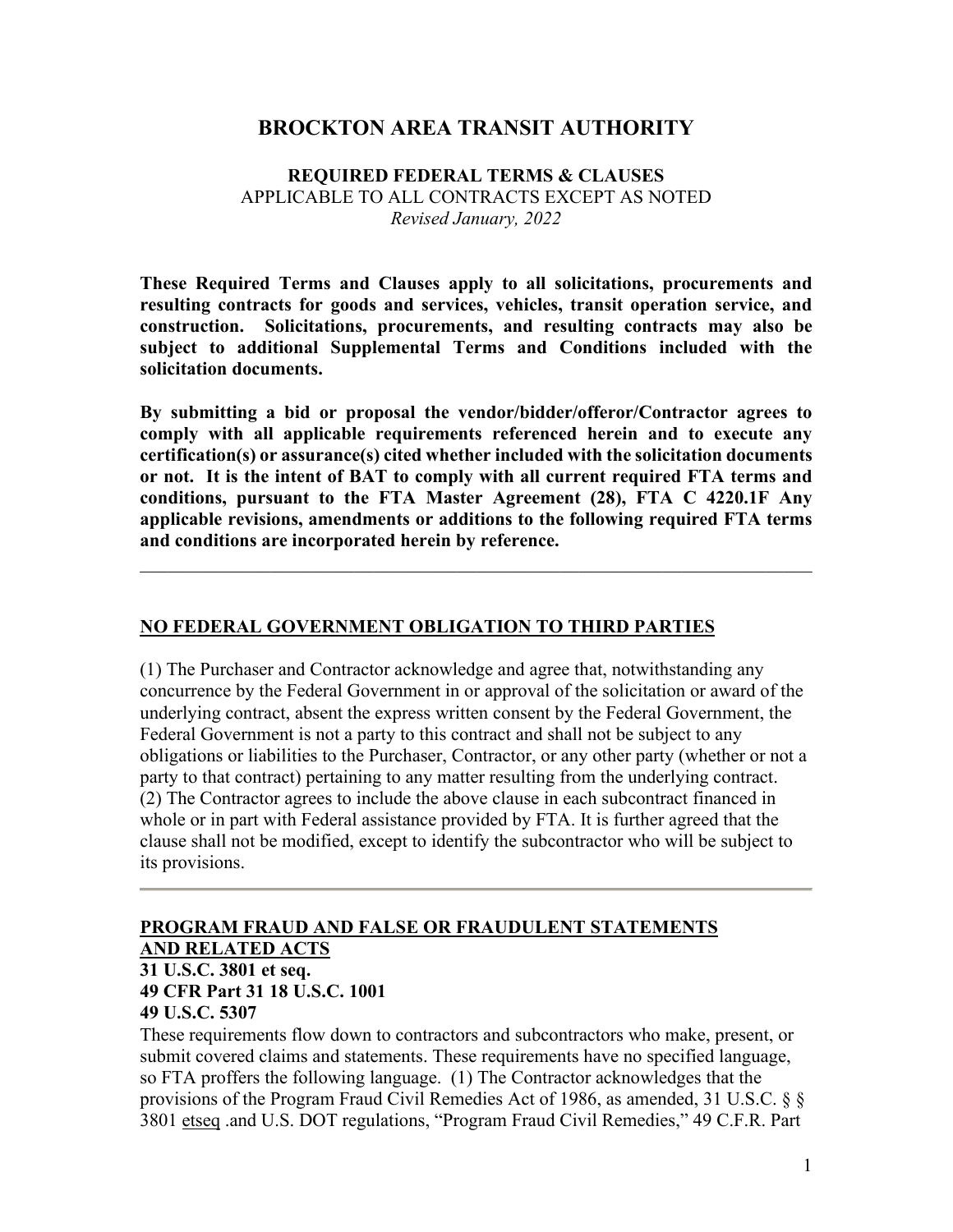# BROCKTON AREA TRANSIT AUTHORITY

**REQUIRED FEDERAL TERMS & CLAUSES**
APPLICABLE TO ALL CONTRACTS EXCEPT AS NOTED
*Revised January, 2022*

**These Required Terms and Clauses apply to all solicitations, procurements and resulting contracts for goods and services, vehicles, transit operation service, and construction. Solicitations, procurements, and resulting contracts may also be subject to additional Supplemental Terms and Conditions included with the solicitation documents.**

**By submitting a bid or proposal the vendor/bidder/offeror/Contractor agrees to comply with all applicable requirements referenced herein and to execute any certification(s) or assurance(s) cited whether included with the solicitation documents or not. It is the intent of BAT to comply with all current required FTA terms and conditions, pursuant to the FTA Master Agreement (28), FTA C 4220.1F Any applicable revisions, amendments or additions to the following required FTA terms and conditions are incorporated herein by reference.**

---

## NO FEDERAL GOVERNMENT OBLIGATION TO THIRD PARTIES

(1) The Purchaser and Contractor acknowledge and agree that, notwithstanding any concurrence by the Federal Government in or approval of the solicitation or award of the underlying contract, absent the express written consent by the Federal Government, the Federal Government is not a party to this contract and shall not be subject to any obligations or liabilities to the Purchaser, Contractor, or any other party (whether or not a party to that contract) pertaining to any matter resulting from the underlying contract. (2) The Contractor agrees to include the above clause in each subcontract financed in whole or in part with Federal assistance provided by FTA. It is further agreed that the clause shall not be modified, except to identify the subcontractor who will be subject to its provisions.

---

## PROGRAM FRAUD AND FALSE OR FRAUDULENT STATEMENTS AND RELATED ACTS

**31 U.S.C. 3801 et seq.**
**49 CFR Part 31 18 U.S.C. 1001**
**49 U.S.C. 5307**

These requirements flow down to contractors and subcontractors who make, present, or submit covered claims and statements. These requirements have no specified language, so FTA proffers the following language. (1) The Contractor acknowledges that the provisions of the Program Fraud Civil Remedies Act of 1986, as amended, 31 U.S.C. § § 3801 etseq .and U.S. DOT regulations, "Program Fraud Civil Remedies," 49 C.F.R. Part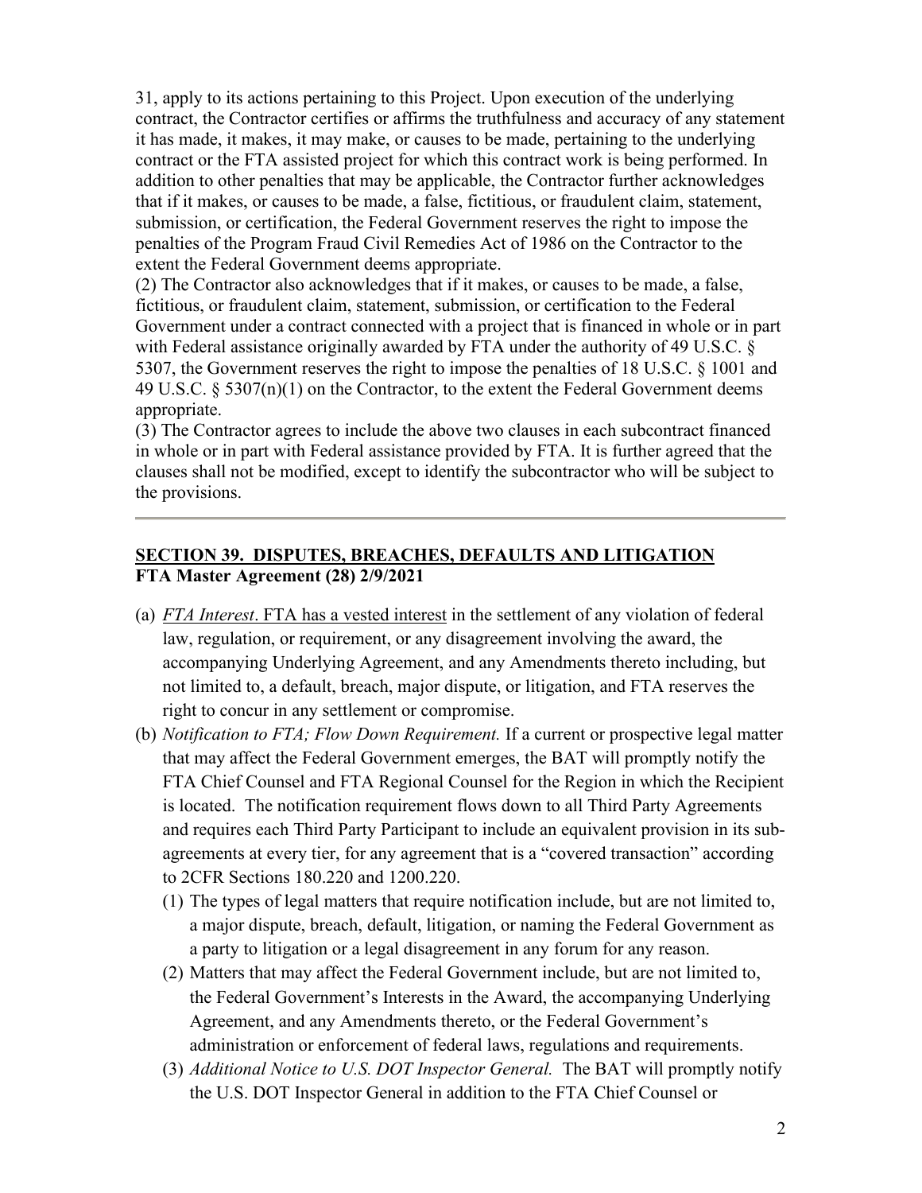31, apply to its actions pertaining to this Project. Upon execution of the underlying contract, the Contractor certifies or affirms the truthfulness and accuracy of any statement it has made, it makes, it may make, or causes to be made, pertaining to the underlying contract or the FTA assisted project for which this contract work is being performed. In addition to other penalties that may be applicable, the Contractor further acknowledges that if it makes, or causes to be made, a false, fictitious, or fraudulent claim, statement, submission, or certification, the Federal Government reserves the right to impose the penalties of the Program Fraud Civil Remedies Act of 1986 on the Contractor to the extent the Federal Government deems appropriate.

(2) The Contractor also acknowledges that if it makes, or causes to be made, a false, fictitious, or fraudulent claim, statement, submission, or certification to the Federal Government under a contract connected with a project that is financed in whole or in part with Federal assistance originally awarded by FTA under the authority of 49 U.S.C. § 5307, the Government reserves the right to impose the penalties of 18 U.S.C. § 1001 and 49 U.S.C. § 5307(n)(1) on the Contractor, to the extent the Federal Government deems appropriate.

(3) The Contractor agrees to include the above two clauses in each subcontract financed in whole or in part with Federal assistance provided by FTA. It is further agreed that the clauses shall not be modified, except to identify the subcontractor who will be subject to the provisions.

---

## SECTION 39. DISPUTES, BREACHES, DEFAULTS AND LITIGATION

**FTA Master Agreement (28) 2/9/2021**

(a) *FTA Interest*. FTA has a vested interest in the settlement of any violation of federal law, regulation, or requirement, or any disagreement involving the award, the accompanying Underlying Agreement, and any Amendments thereto including, but not limited to, a default, breach, major dispute, or litigation, and FTA reserves the right to concur in any settlement or compromise.

(b) *Notification to FTA; Flow Down Requirement.* If a current or prospective legal matter that may affect the Federal Government emerges, the BAT will promptly notify the FTA Chief Counsel and FTA Regional Counsel for the Region in which the Recipient is located. The notification requirement flows down to all Third Party Agreements and requires each Third Party Participant to include an equivalent provision in its sub-agreements at every tier, for any agreement that is a "covered transaction" according to 2CFR Sections 180.220 and 1200.220.

   (1) The types of legal matters that require notification include, but are not limited to, a major dispute, breach, default, litigation, or naming the Federal Government as a party to litigation or a legal disagreement in any forum for any reason.

   (2) Matters that may affect the Federal Government include, but are not limited to, the Federal Government's Interests in the Award, the accompanying Underlying Agreement, and any Amendments thereto, or the Federal Government's administration or enforcement of federal laws, regulations and requirements.

   (3) *Additional Notice to U.S. DOT Inspector General.* The BAT will promptly notify the U.S. DOT Inspector General in addition to the FTA Chief Counsel or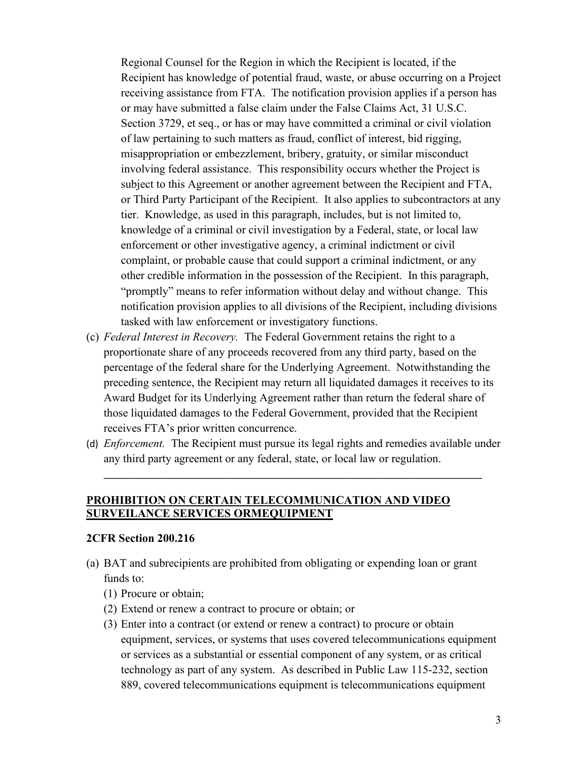Regional Counsel for the Region in which the Recipient is located, if the Recipient has knowledge of potential fraud, waste, or abuse occurring on a Project receiving assistance from FTA. The notification provision applies if a person has or may have submitted a false claim under the False Claims Act, 31 U.S.C. Section 3729, et seq., or has or may have committed a criminal or civil violation of law pertaining to such matters as fraud, conflict of interest, bid rigging, misappropriation or embezzlement, bribery, gratuity, or similar misconduct involving federal assistance. This responsibility occurs whether the Project is subject to this Agreement or another agreement between the Recipient and FTA, or Third Party Participant of the Recipient. It also applies to subcontractors at any tier. Knowledge, as used in this paragraph, includes, but is not limited to, knowledge of a criminal or civil investigation by a Federal, state, or local law enforcement or other investigative agency, a criminal indictment or civil complaint, or probable cause that could support a criminal indictment, or any other credible information in the possession of the Recipient. In this paragraph, "promptly" means to refer information without delay and without change. This notification provision applies to all divisions of the Recipient, including divisions tasked with law enforcement or investigatory functions.

(c) *Federal Interest in Recovery.* The Federal Government retains the right to a proportionate share of any proceeds recovered from any third party, based on the percentage of the federal share for the Underlying Agreement. Notwithstanding the preceding sentence, the Recipient may return all liquidated damages it receives to its Award Budget for its Underlying Agreement rather than return the federal share of those liquidated damages to the Federal Government, provided that the Recipient receives FTA's prior written concurrence.

(d) *Enforcement.* The Recipient must pursue its legal rights and remedies available under any third party agreement or any federal, state, or local law or regulation.

---

## PROHIBITION ON CERTAIN TELECOMMUNICATION AND VIDEO SURVEILANCE SERVICES ORMEQUIPMENT

**2CFR Section 200.216**

(a) BAT and subrecipients are prohibited from obligating or expending loan or grant funds to:
   (1) Procure or obtain;
   (2) Extend or renew a contract to procure or obtain; or
   (3) Enter into a contract (or extend or renew a contract) to procure or obtain equipment, services, or systems that uses covered telecommunications equipment or services as a substantial or essential component of any system, or as critical technology as part of any system. As described in Public Law 115-232, section 889, covered telecommunications equipment is telecommunications equipment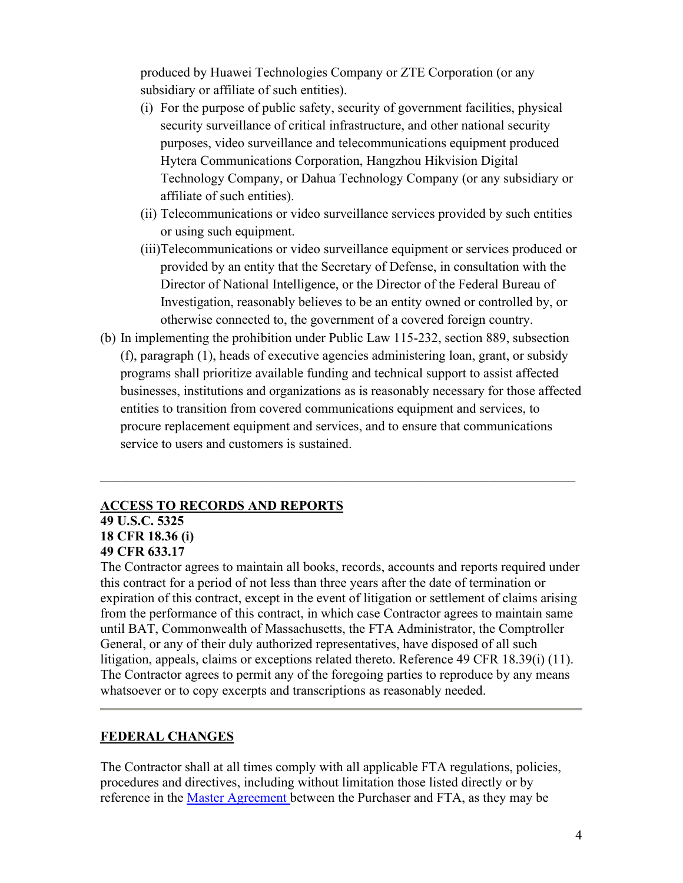produced by Huawei Technologies Company or ZTE Corporation (or any subsidiary or affiliate of such entities).

(i) For the purpose of public safety, security of government facilities, physical security surveillance of critical infrastructure, and other national security purposes, video surveillance and telecommunications equipment produced Hytera Communications Corporation, Hangzhou Hikvision Digital Technology Company, or Dahua Technology Company (or any subsidiary or affiliate of such entities).

(ii) Telecommunications or video surveillance services provided by such entities or using such equipment.

(iii)Telecommunications or video surveillance equipment or services produced or provided by an entity that the Secretary of Defense, in consultation with the Director of National Intelligence, or the Director of the Federal Bureau of Investigation, reasonably believes to be an entity owned or controlled by, or otherwise connected to, the government of a covered foreign country.

(b) In implementing the prohibition under Public Law 115-232, section 889, subsection (f), paragraph (1), heads of executive agencies administering loan, grant, or subsidy programs shall prioritize available funding and technical support to assist affected businesses, institutions and organizations as is reasonably necessary for those affected entities to transition from covered communications equipment and services, to procure replacement equipment and services, and to ensure that communications service to users and customers is sustained.

---

**ACCESS TO RECORDS AND REPORTS**
**49 U.S.C. 5325**
**18 CFR 18.36 (i)**
**49 CFR 633.17**

The Contractor agrees to maintain all books, records, accounts and reports required under this contract for a period of not less than three years after the date of termination or expiration of this contract, except in the event of litigation or settlement of claims arising from the performance of this contract, in which case Contractor agrees to maintain same until BAT, Commonwealth of Massachusetts, the FTA Administrator, the Comptroller General, or any of their duly authorized representatives, have disposed of all such litigation, appeals, claims or exceptions related thereto. Reference 49 CFR 18.39(i) (11). The Contractor agrees to permit any of the foregoing parties to reproduce by any means whatsoever or to copy excerpts and transcriptions as reasonably needed.

---

**FEDERAL CHANGES**

The Contractor shall at all times comply with all applicable FTA regulations, policies, procedures and directives, including without limitation those listed directly or by reference in the Master Agreement between the Purchaser and FTA, as they may be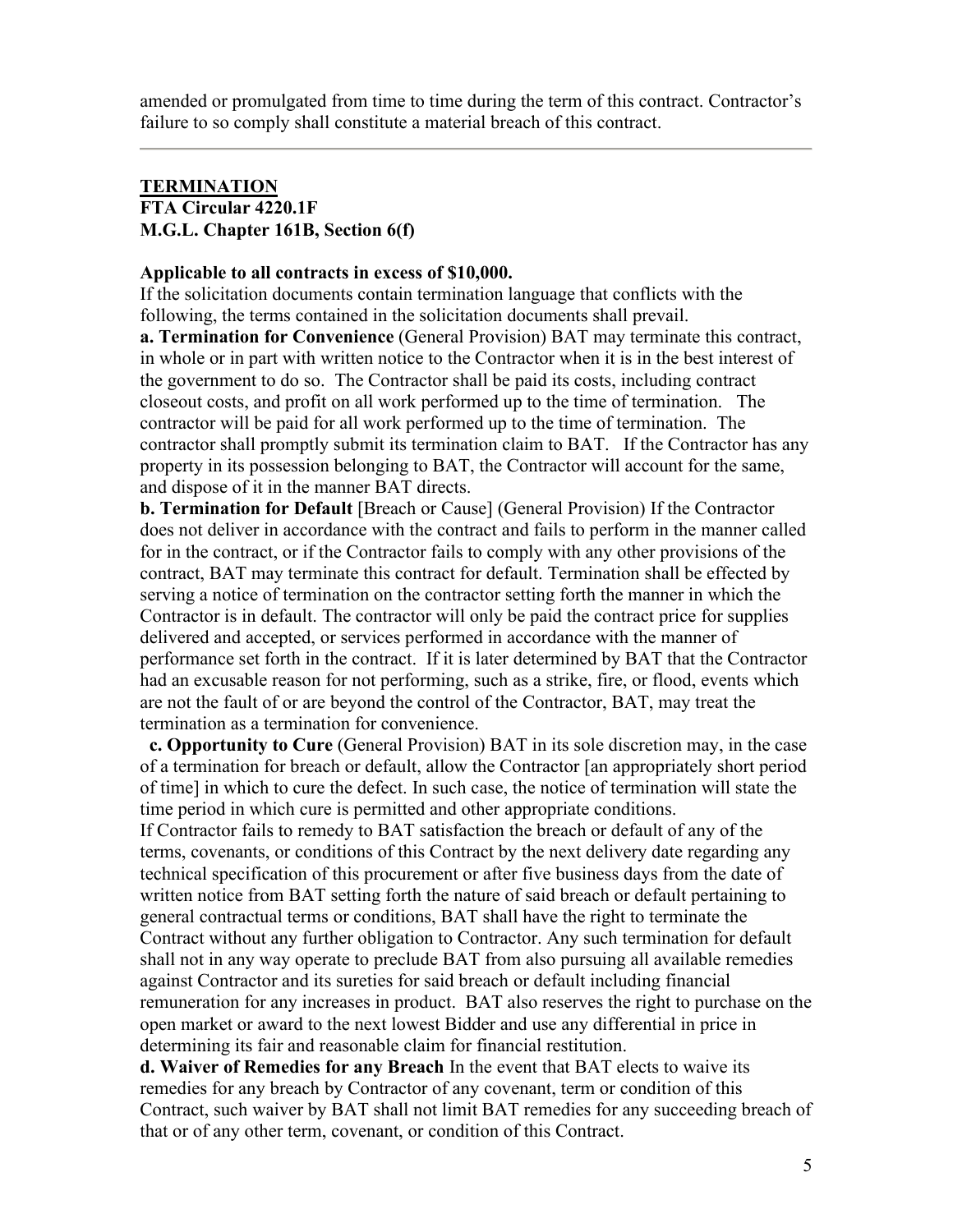amended or promulgated from time to time during the term of this contract. Contractor's failure to so comply shall constitute a material breach of this contract.

---

## TERMINATION

**FTA Circular 4220.1F**
**M.G.L. Chapter 161B, Section 6(f)**

**Applicable to all contracts in excess of $10,000.**

If the solicitation documents contain termination language that conflicts with the following, the terms contained in the solicitation documents shall prevail.

**a. Termination for Convenience** (General Provision) BAT may terminate this contract, in whole or in part with written notice to the Contractor when it is in the best interest of the government to do so. The Contractor shall be paid its costs, including contract closeout costs, and profit on all work performed up to the time of termination. The contractor will be paid for all work performed up to the time of termination. The contractor shall promptly submit its termination claim to BAT. If the Contractor has any property in its possession belonging to BAT, the Contractor will account for the same, and dispose of it in the manner BAT directs.

**b. Termination for Default** [Breach or Cause] (General Provision) If the Contractor does not deliver in accordance with the contract and fails to perform in the manner called for in the contract, or if the Contractor fails to comply with any other provisions of the contract, BAT may terminate this contract for default. Termination shall be effected by serving a notice of termination on the contractor setting forth the manner in which the Contractor is in default. The contractor will only be paid the contract price for supplies delivered and accepted, or services performed in accordance with the manner of performance set forth in the contract. If it is later determined by BAT that the Contractor had an excusable reason for not performing, such as a strike, fire, or flood, events which are not the fault of or are beyond the control of the Contractor, BAT, may treat the termination as a termination for convenience.

**c. Opportunity to Cure** (General Provision) BAT in its sole discretion may, in the case of a termination for breach or default, allow the Contractor [an appropriately short period of time] in which to cure the defect. In such case, the notice of termination will state the time period in which cure is permitted and other appropriate conditions.

If Contractor fails to remedy to BAT satisfaction the breach or default of any of the terms, covenants, or conditions of this Contract by the next delivery date regarding any technical specification of this procurement or after five business days from the date of written notice from BAT setting forth the nature of said breach or default pertaining to general contractual terms or conditions, BAT shall have the right to terminate the Contract without any further obligation to Contractor. Any such termination for default shall not in any way operate to preclude BAT from also pursuing all available remedies against Contractor and its sureties for said breach or default including financial remuneration for any increases in product. BAT also reserves the right to purchase on the open market or award to the next lowest Bidder and use any differential in price in determining its fair and reasonable claim for financial restitution.

**d. Waiver of Remedies for any Breach** In the event that BAT elects to waive its remedies for any breach by Contractor of any covenant, term or condition of this Contract, such waiver by BAT shall not limit BAT remedies for any succeeding breach of that or of any other term, covenant, or condition of this Contract.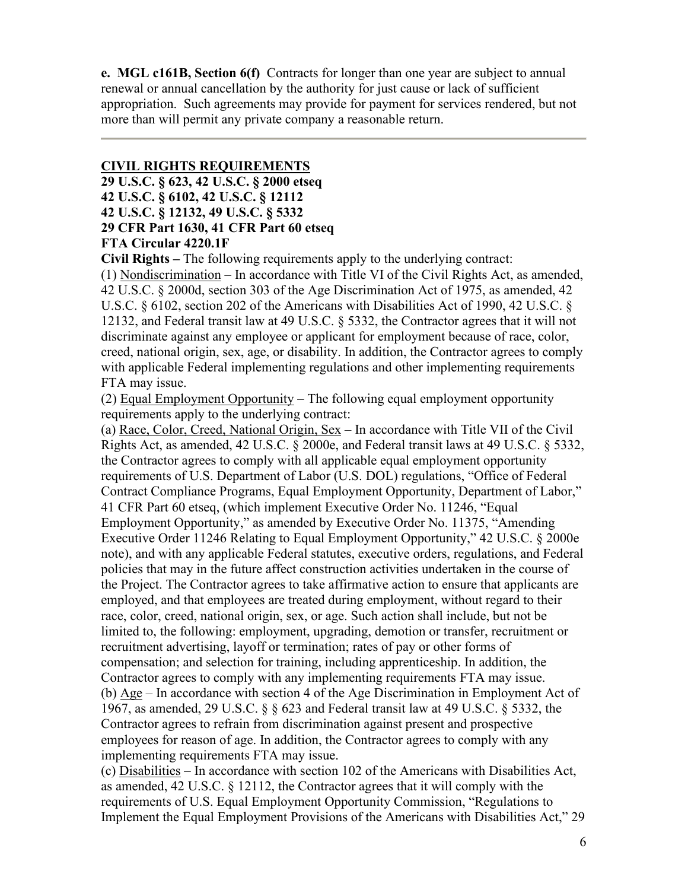**e. MGL c161B, Section 6(f)** Contracts for longer than one year are subject to annual renewal or annual cancellation by the authority for just cause or lack of sufficient appropriation. Such agreements may provide for payment for services rendered, but not more than will permit any private company a reasonable return.

---

**CIVIL RIGHTS REQUIREMENTS**

**29 U.S.C. § 623, 42 U.S.C. § 2000 etseq**
**42 U.S.C. § 6102, 42 U.S.C. § 12112**
**42 U.S.C. § 12132, 49 U.S.C. § 5332**
**29 CFR Part 1630, 41 CFR Part 60 etseq**
**FTA Circular 4220.1F**

**Civil Rights –** The following requirements apply to the underlying contract:

(1) Nondiscrimination – In accordance with Title VI of the Civil Rights Act, as amended, 42 U.S.C. § 2000d, section 303 of the Age Discrimination Act of 1975, as amended, 42 U.S.C. § 6102, section 202 of the Americans with Disabilities Act of 1990, 42 U.S.C. § 12132, and Federal transit law at 49 U.S.C. § 5332, the Contractor agrees that it will not discriminate against any employee or applicant for employment because of race, color, creed, national origin, sex, age, or disability. In addition, the Contractor agrees to comply with applicable Federal implementing regulations and other implementing requirements FTA may issue.

(2) Equal Employment Opportunity – The following equal employment opportunity requirements apply to the underlying contract:

(a) Race, Color, Creed, National Origin, Sex – In accordance with Title VII of the Civil Rights Act, as amended, 42 U.S.C. § 2000e, and Federal transit laws at 49 U.S.C. § 5332, the Contractor agrees to comply with all applicable equal employment opportunity requirements of U.S. Department of Labor (U.S. DOL) regulations, "Office of Federal Contract Compliance Programs, Equal Employment Opportunity, Department of Labor," 41 CFR Part 60 etseq, (which implement Executive Order No. 11246, "Equal Employment Opportunity," as amended by Executive Order No. 11375, "Amending Executive Order 11246 Relating to Equal Employment Opportunity," 42 U.S.C. § 2000e note), and with any applicable Federal statutes, executive orders, regulations, and Federal policies that may in the future affect construction activities undertaken in the course of the Project. The Contractor agrees to take affirmative action to ensure that applicants are employed, and that employees are treated during employment, without regard to their race, color, creed, national origin, sex, or age. Such action shall include, but not be limited to, the following: employment, upgrading, demotion or transfer, recruitment or recruitment advertising, layoff or termination; rates of pay or other forms of compensation; and selection for training, including apprenticeship. In addition, the Contractor agrees to comply with any implementing requirements FTA may issue.

(b) Age – In accordance with section 4 of the Age Discrimination in Employment Act of 1967, as amended, 29 U.S.C. § § 623 and Federal transit law at 49 U.S.C. § 5332, the Contractor agrees to refrain from discrimination against present and prospective employees for reason of age. In addition, the Contractor agrees to comply with any implementing requirements FTA may issue.

(c) Disabilities – In accordance with section 102 of the Americans with Disabilities Act, as amended, 42 U.S.C. § 12112, the Contractor agrees that it will comply with the requirements of U.S. Equal Employment Opportunity Commission, "Regulations to Implement the Equal Employment Provisions of the Americans with Disabilities Act," 29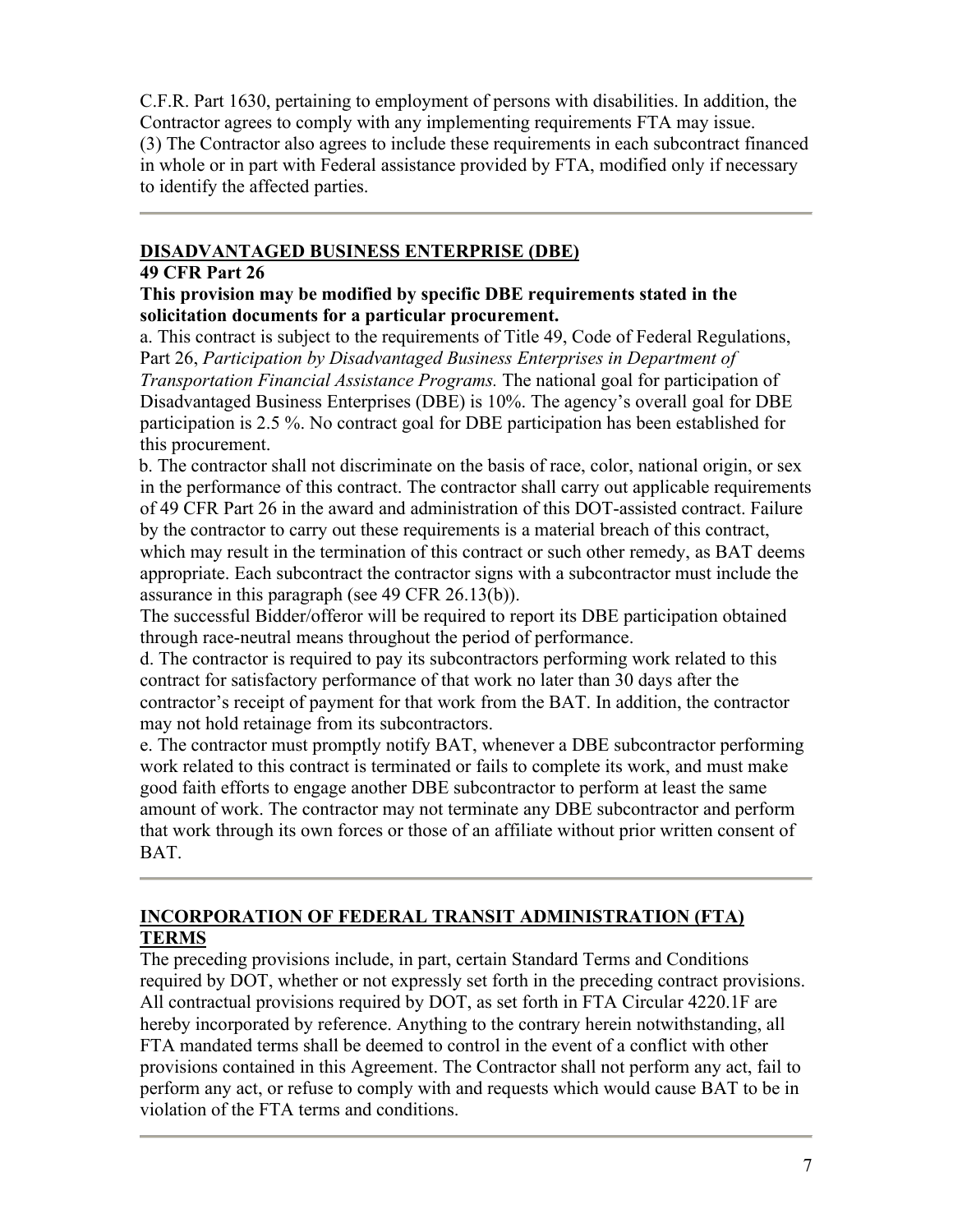C.F.R. Part 1630, pertaining to employment of persons with disabilities. In addition, the Contractor agrees to comply with any implementing requirements FTA may issue.
(3) The Contractor also agrees to include these requirements in each subcontract financed in whole or in part with Federal assistance provided by FTA, modified only if necessary to identify the affected parties.

---

## DISADVANTAGED BUSINESS ENTERPRISE (DBE)

**49 CFR Part 26**

**This provision may be modified by specific DBE requirements stated in the solicitation documents for a particular procurement.**

a. This contract is subject to the requirements of Title 49, Code of Federal Regulations, Part 26, *Participation by Disadvantaged Business Enterprises in Department of Transportation Financial Assistance Programs.* The national goal for participation of Disadvantaged Business Enterprises (DBE) is 10%. The agency's overall goal for DBE participation is 2.5 %. No contract goal for DBE participation has been established for this procurement.

b. The contractor shall not discriminate on the basis of race, color, national origin, or sex in the performance of this contract. The contractor shall carry out applicable requirements of 49 CFR Part 26 in the award and administration of this DOT-assisted contract. Failure by the contractor to carry out these requirements is a material breach of this contract, which may result in the termination of this contract or such other remedy, as BAT deems appropriate. Each subcontract the contractor signs with a subcontractor must include the assurance in this paragraph (see 49 CFR 26.13(b)).

The successful Bidder/offeror will be required to report its DBE participation obtained through race-neutral means throughout the period of performance.

d. The contractor is required to pay its subcontractors performing work related to this contract for satisfactory performance of that work no later than 30 days after the contractor's receipt of payment for that work from the BAT. In addition, the contractor may not hold retainage from its subcontractors.

e. The contractor must promptly notify BAT, whenever a DBE subcontractor performing work related to this contract is terminated or fails to complete its work, and must make good faith efforts to engage another DBE subcontractor to perform at least the same amount of work. The contractor may not terminate any DBE subcontractor and perform that work through its own forces or those of an affiliate without prior written consent of BAT.

---

## INCORPORATION OF FEDERAL TRANSIT ADMINISTRATION (FTA) TERMS

The preceding provisions include, in part, certain Standard Terms and Conditions required by DOT, whether or not expressly set forth in the preceding contract provisions. All contractual provisions required by DOT, as set forth in FTA Circular 4220.1F are hereby incorporated by reference. Anything to the contrary herein notwithstanding, all FTA mandated terms shall be deemed to control in the event of a conflict with other provisions contained in this Agreement. The Contractor shall not perform any act, fail to perform any act, or refuse to comply with and requests which would cause BAT to be in violation of the FTA terms and conditions.

---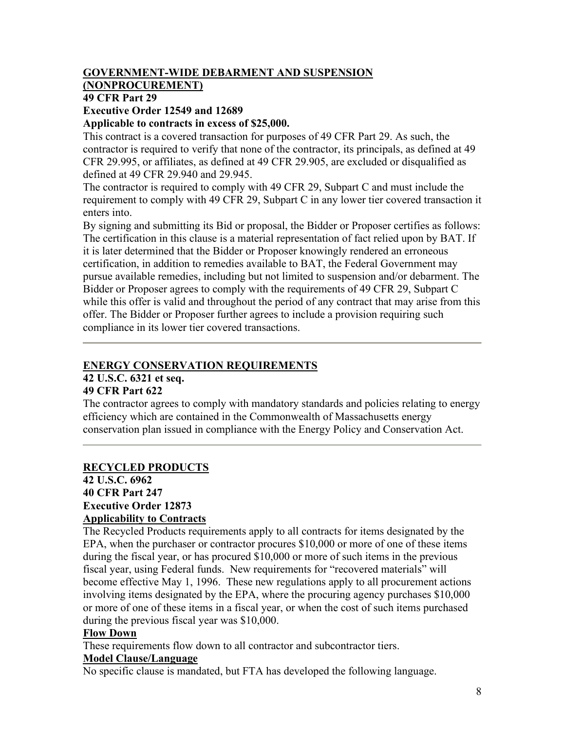## GOVERNMENT-WIDE DEBARMENT AND SUSPENSION (NONPROCUREMENT)

**49 CFR Part 29**
**Executive Order 12549 and 12689**
**Applicable to contracts in excess of $25,000.**

This contract is a covered transaction for purposes of 49 CFR Part 29. As such, the contractor is required to verify that none of the contractor, its principals, as defined at 49 CFR 29.995, or affiliates, as defined at 49 CFR 29.905, are excluded or disqualified as defined at 49 CFR 29.940 and 29.945.

The contractor is required to comply with 49 CFR 29, Subpart C and must include the requirement to comply with 49 CFR 29, Subpart C in any lower tier covered transaction it enters into.

By signing and submitting its Bid or proposal, the Bidder or Proposer certifies as follows: The certification in this clause is a material representation of fact relied upon by BAT. If it is later determined that the Bidder or Proposer knowingly rendered an erroneous certification, in addition to remedies available to BAT, the Federal Government may pursue available remedies, including but not limited to suspension and/or debarment. The Bidder or Proposer agrees to comply with the requirements of 49 CFR 29, Subpart C while this offer is valid and throughout the period of any contract that may arise from this offer. The Bidder or Proposer further agrees to include a provision requiring such compliance in its lower tier covered transactions.

---

## ENERGY CONSERVATION REQUIREMENTS

**42 U.S.C. 6321 et seq.**
**49 CFR Part 622**

The contractor agrees to comply with mandatory standards and policies relating to energy efficiency which are contained in the Commonwealth of Massachusetts energy conservation plan issued in compliance with the Energy Policy and Conservation Act.

---

## RECYCLED PRODUCTS

**42 U.S.C. 6962**
**40 CFR Part 247**
**Executive Order 12873**

### Applicability to Contracts

The Recycled Products requirements apply to all contracts for items designated by the EPA, when the purchaser or contractor procures $10,000 or more of one of these items during the fiscal year, or has procured $10,000 or more of such items in the previous fiscal year, using Federal funds. New requirements for "recovered materials" will become effective May 1, 1996. These new regulations apply to all procurement actions involving items designated by the EPA, where the procuring agency purchases $10,000 or more of one of these items in a fiscal year, or when the cost of such items purchased during the previous fiscal year was $10,000.

### Flow Down

These requirements flow down to all contractor and subcontractor tiers.

### Model Clause/Language

No specific clause is mandated, but FTA has developed the following language.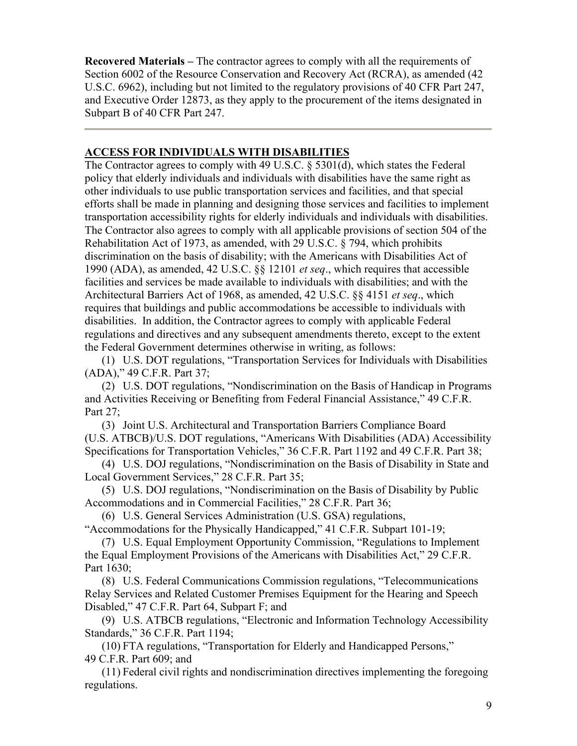**Recovered Materials –** The contractor agrees to comply with all the requirements of Section 6002 of the Resource Conservation and Recovery Act (RCRA), as amended (42 U.S.C. 6962), including but not limited to the regulatory provisions of 40 CFR Part 247, and Executive Order 12873, as they apply to the procurement of the items designated in Subpart B of 40 CFR Part 247.

---

## ACCESS FOR INDIVIDUALS WITH DISABILITIES

The Contractor agrees to comply with 49 U.S.C. § 5301(d), which states the Federal policy that elderly individuals and individuals with disabilities have the same right as other individuals to use public transportation services and facilities, and that special efforts shall be made in planning and designing those services and facilities to implement transportation accessibility rights for elderly individuals and individuals with disabilities. The Contractor also agrees to comply with all applicable provisions of section 504 of the Rehabilitation Act of 1973, as amended, with 29 U.S.C. § 794, which prohibits discrimination on the basis of disability; with the Americans with Disabilities Act of 1990 (ADA), as amended, 42 U.S.C. §§ 12101 *et seq*., which requires that accessible facilities and services be made available to individuals with disabilities; and with the Architectural Barriers Act of 1968, as amended, 42 U.S.C. §§ 4151 *et seq*., which requires that buildings and public accommodations be accessible to individuals with disabilities. In addition, the Contractor agrees to comply with applicable Federal regulations and directives and any subsequent amendments thereto, except to the extent the Federal Government determines otherwise in writing, as follows:

(1) U.S. DOT regulations, "Transportation Services for Individuals with Disabilities (ADA)," 49 C.F.R. Part 37;

(2) U.S. DOT regulations, "Nondiscrimination on the Basis of Handicap in Programs and Activities Receiving or Benefiting from Federal Financial Assistance," 49 C.F.R. Part 27;

(3) Joint U.S. Architectural and Transportation Barriers Compliance Board (U.S. ATBCB)/U.S. DOT regulations, "Americans With Disabilities (ADA) Accessibility Specifications for Transportation Vehicles," 36 C.F.R. Part 1192 and 49 C.F.R. Part 38;

(4) U.S. DOJ regulations, "Nondiscrimination on the Basis of Disability in State and Local Government Services," 28 C.F.R. Part 35;

(5) U.S. DOJ regulations, "Nondiscrimination on the Basis of Disability by Public Accommodations and in Commercial Facilities," 28 C.F.R. Part 36;

(6) U.S. General Services Administration (U.S. GSA) regulations, "Accommodations for the Physically Handicapped," 41 C.F.R. Subpart 101-19;

(7) U.S. Equal Employment Opportunity Commission, "Regulations to Implement the Equal Employment Provisions of the Americans with Disabilities Act," 29 C.F.R. Part 1630;

(8) U.S. Federal Communications Commission regulations, "Telecommunications Relay Services and Related Customer Premises Equipment for the Hearing and Speech Disabled," 47 C.F.R. Part 64, Subpart F; and

(9) U.S. ATBCB regulations, "Electronic and Information Technology Accessibility Standards," 36 C.F.R. Part 1194;

(10) FTA regulations, "Transportation for Elderly and Handicapped Persons," 49 C.F.R. Part 609; and

(11) Federal civil rights and nondiscrimination directives implementing the foregoing regulations.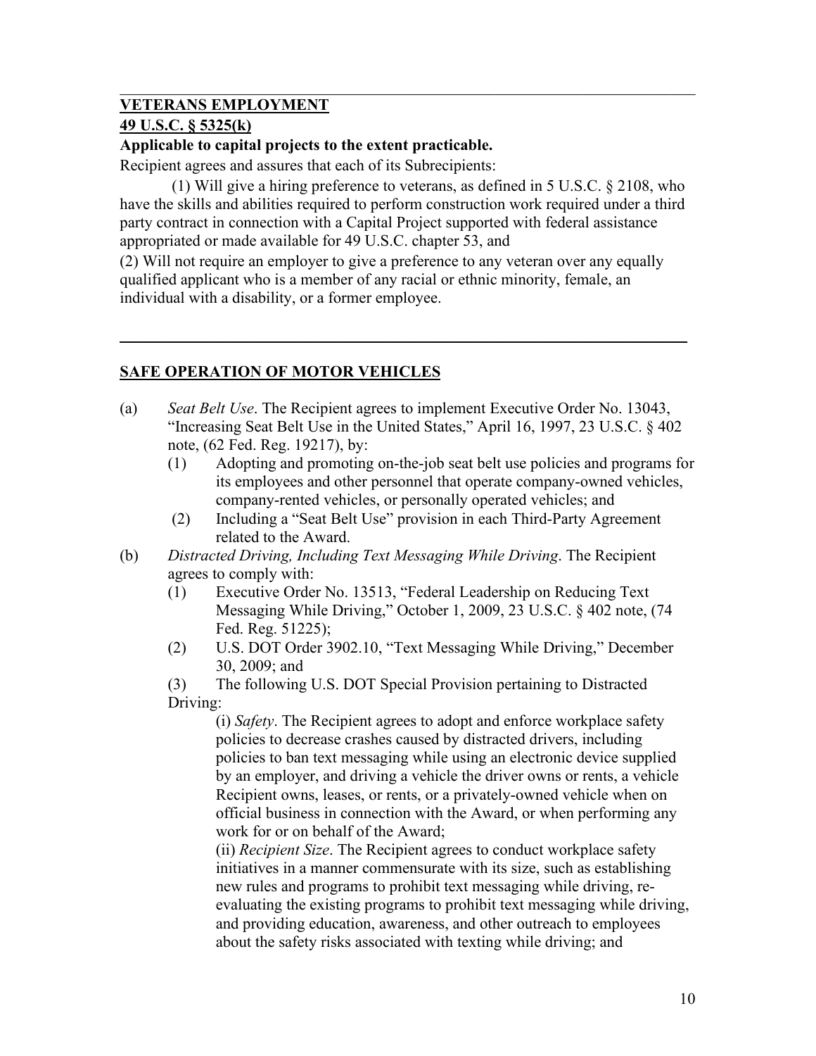---

## VETERANS EMPLOYMENT

## 49 U.S.C. § 5325(k)

**Applicable to capital projects to the extent practicable.**

Recipient agrees and assures that each of its Subrecipients:

(1) Will give a hiring preference to veterans, as defined in 5 U.S.C. § 2108, who have the skills and abilities required to perform construction work required under a third party contract in connection with a Capital Project supported with federal assistance appropriated or made available for 49 U.S.C. chapter 53, and

(2) Will not require an employer to give a preference to any veteran over any equally qualified applicant who is a member of any racial or ethnic minority, female, an individual with a disability, or a former employee.

---

## SAFE OPERATION OF MOTOR VEHICLES

(a) *Seat Belt Use*. The Recipient agrees to implement Executive Order No. 13043, "Increasing Seat Belt Use in the United States," April 16, 1997, 23 U.S.C. § 402 note, (62 Fed. Reg. 19217), by:

- (1) Adopting and promoting on-the-job seat belt use policies and programs for its employees and other personnel that operate company-owned vehicles, company-rented vehicles, or personally operated vehicles; and
- (2) Including a "Seat Belt Use" provision in each Third-Party Agreement related to the Award.

(b) *Distracted Driving, Including Text Messaging While Driving*. The Recipient agrees to comply with:

- (1) Executive Order No. 13513, "Federal Leadership on Reducing Text Messaging While Driving," October 1, 2009, 23 U.S.C. § 402 note, (74 Fed. Reg. 51225);
- (2) U.S. DOT Order 3902.10, "Text Messaging While Driving," December 30, 2009; and
- (3) The following U.S. DOT Special Provision pertaining to Distracted Driving:
  - (i) *Safety*. The Recipient agrees to adopt and enforce workplace safety policies to decrease crashes caused by distracted drivers, including policies to ban text messaging while using an electronic device supplied by an employer, and driving a vehicle the driver owns or rents, a vehicle Recipient owns, leases, or rents, or a privately-owned vehicle when on official business in connection with the Award, or when performing any work for or on behalf of the Award;
  - (ii) *Recipient Size*. The Recipient agrees to conduct workplace safety initiatives in a manner commensurate with its size, such as establishing new rules and programs to prohibit text messaging while driving, re-evaluating the existing programs to prohibit text messaging while driving, and providing education, awareness, and other outreach to employees about the safety risks associated with texting while driving; and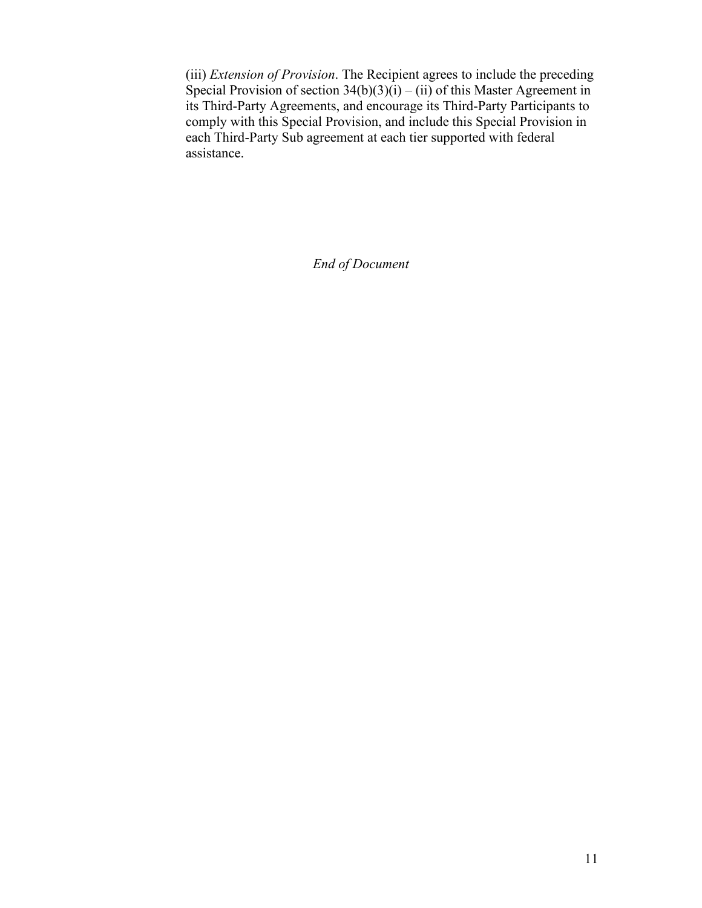(iii) *Extension of Provision*. The Recipient agrees to include the preceding Special Provision of section 34(b)(3)(i) – (ii) of this Master Agreement in its Third-Party Agreements, and encourage its Third-Party Participants to comply with this Special Provision, and include this Special Provision in each Third-Party Sub agreement at each tier supported with federal assistance.

*End of Document*